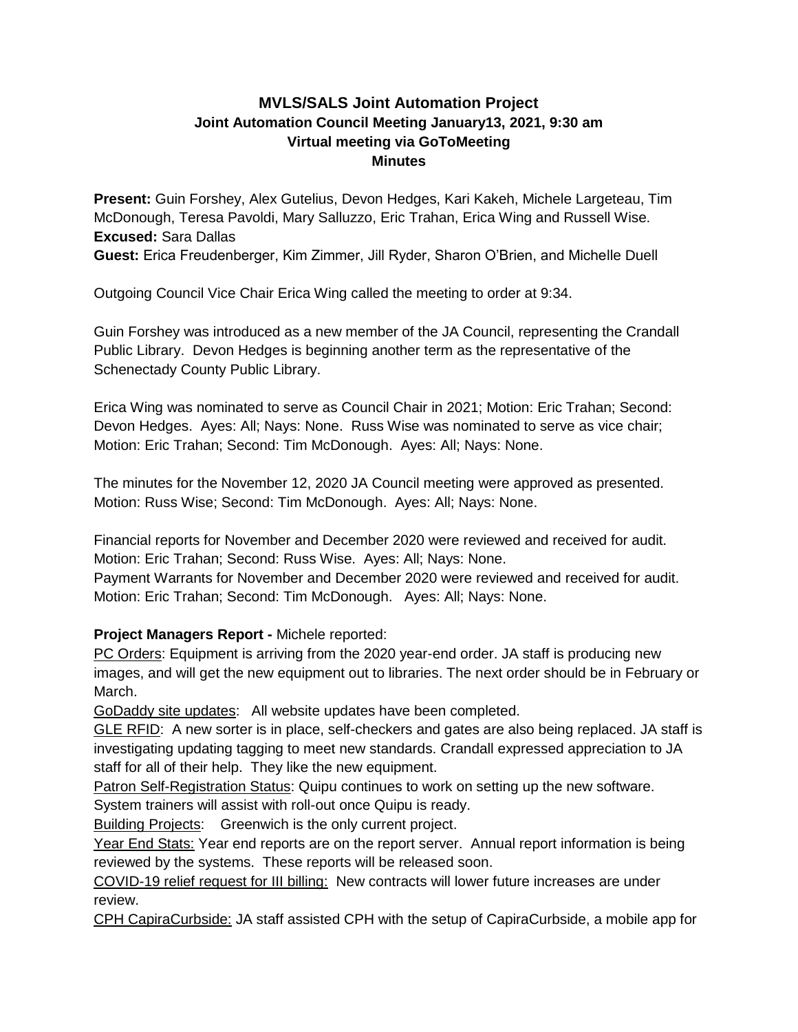# MVLS/SALS Joint Automation Project
## Joint Automation Council Meeting January13, 2021, 9:30 am
### Virtual meeting via GoToMeeting
### Minutes

**Present:** Guin Forshey, Alex Gutelius, Devon Hedges, Kari Kakeh, Michele Largeteau, Tim McDonough, Teresa Pavoldi, Mary Salluzzo, Eric Trahan, Erica Wing and Russell Wise.
**Excused:** Sara Dallas
**Guest:** Erica Freudenberger, Kim Zimmer, Jill Ryder, Sharon O'Brien, and Michelle Duell

Outgoing Council Vice Chair Erica Wing called the meeting to order at 9:34.

Guin Forshey was introduced as a new member of the JA Council, representing the Crandall Public Library. Devon Hedges is beginning another term as the representative of the Schenectady County Public Library.

Erica Wing was nominated to serve as Council Chair in 2021; Motion: Eric Trahan; Second: Devon Hedges. Ayes: All; Nays: None. Russ Wise was nominated to serve as vice chair; Motion: Eric Trahan; Second: Tim McDonough. Ayes: All; Nays: None.

The minutes for the November 12, 2020 JA Council meeting were approved as presented. Motion: Russ Wise; Second: Tim McDonough. Ayes: All; Nays: None.

Financial reports for November and December 2020 were reviewed and received for audit. Motion: Eric Trahan; Second: Russ Wise. Ayes: All; Nays: None.
Payment Warrants for November and December 2020 were reviewed and received for audit. Motion: Eric Trahan; Second: Tim McDonough. Ayes: All; Nays: None.

**Project Managers Report -** Michele reported:

PC Orders: Equipment is arriving from the 2020 year-end order. JA staff is producing new images, and will get the new equipment out to libraries. The next order should be in February or March.

GoDaddy site updates: All website updates have been completed.

GLE RFID: A new sorter is in place, self-checkers and gates are also being replaced. JA staff is investigating updating tagging to meet new standards. Crandall expressed appreciation to JA staff for all of their help. They like the new equipment.

Patron Self-Registration Status: Quipu continues to work on setting up the new software. System trainers will assist with roll-out once Quipu is ready.

Building Projects: Greenwich is the only current project.

Year End Stats: Year end reports are on the report server. Annual report information is being reviewed by the systems. These reports will be released soon.

COVID-19 relief request for III billing: New contracts will lower future increases are under review.

CPH CapiraCurbside: JA staff assisted CPH with the setup of CapiraCurbside, a mobile app for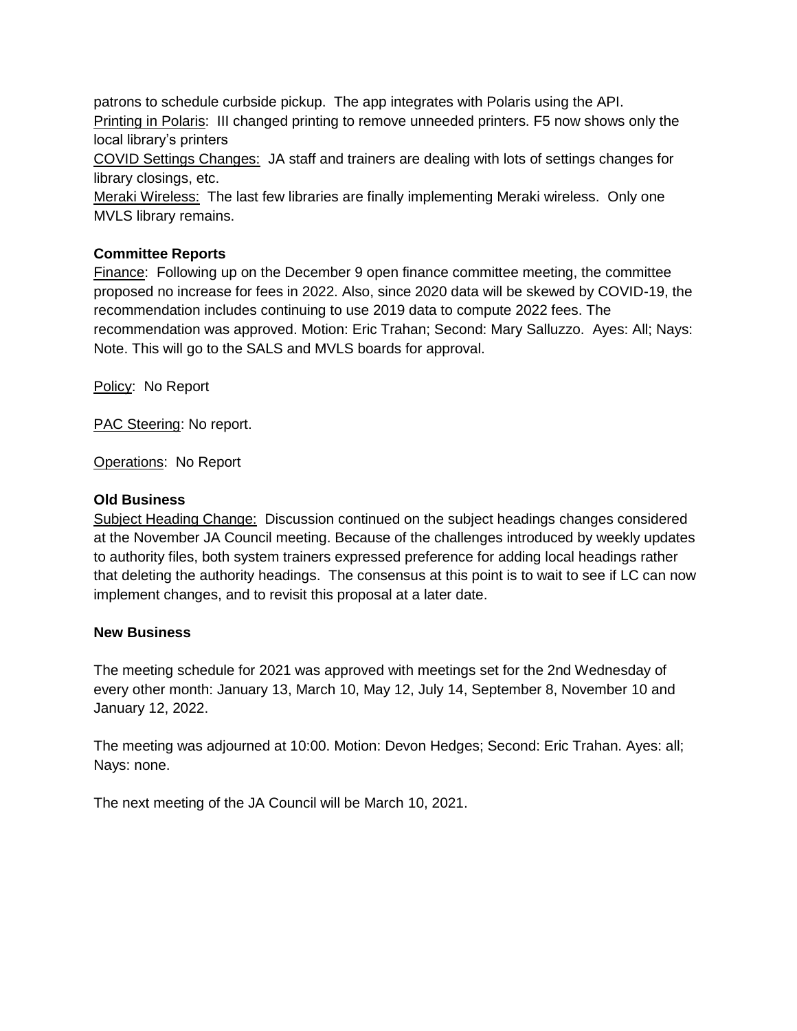patrons to schedule curbside pickup. The app integrates with Polaris using the API.
<u>Printing in Polaris</u>: III changed printing to remove unneeded printers. F5 now shows only the local library's printers
<u>COVID Settings Changes:</u> JA staff and trainers are dealing with lots of settings changes for library closings, etc.
<u>Meraki Wireless:</u> The last few libraries are finally implementing Meraki wireless. Only one MVLS library remains.

**Committee Reports**
<u>Finance</u>: Following up on the December 9 open finance committee meeting, the committee proposed no increase for fees in 2022. Also, since 2020 data will be skewed by COVID-19, the recommendation includes continuing to use 2019 data to compute 2022 fees. The recommendation was approved. Motion: Eric Trahan; Second: Mary Salluzzo. Ayes: All; Nays: Note. This will go to the SALS and MVLS boards for approval.

<u>Policy</u>: No Report

<u>PAC Steering</u>: No report.

<u>Operations</u>: No Report

**Old Business**
<u>Subject Heading Change:</u> Discussion continued on the subject headings changes considered at the November JA Council meeting. Because of the challenges introduced by weekly updates to authority files, both system trainers expressed preference for adding local headings rather that deleting the authority headings. The consensus at this point is to wait to see if LC can now implement changes, and to revisit this proposal at a later date.

**New Business**

The meeting schedule for 2021 was approved with meetings set for the 2nd Wednesday of every other month: January 13, March 10, May 12, July 14, September 8, November 10 and January 12, 2022.

The meeting was adjourned at 10:00. Motion: Devon Hedges; Second: Eric Trahan. Ayes: all; Nays: none.

The next meeting of the JA Council will be March 10, 2021.